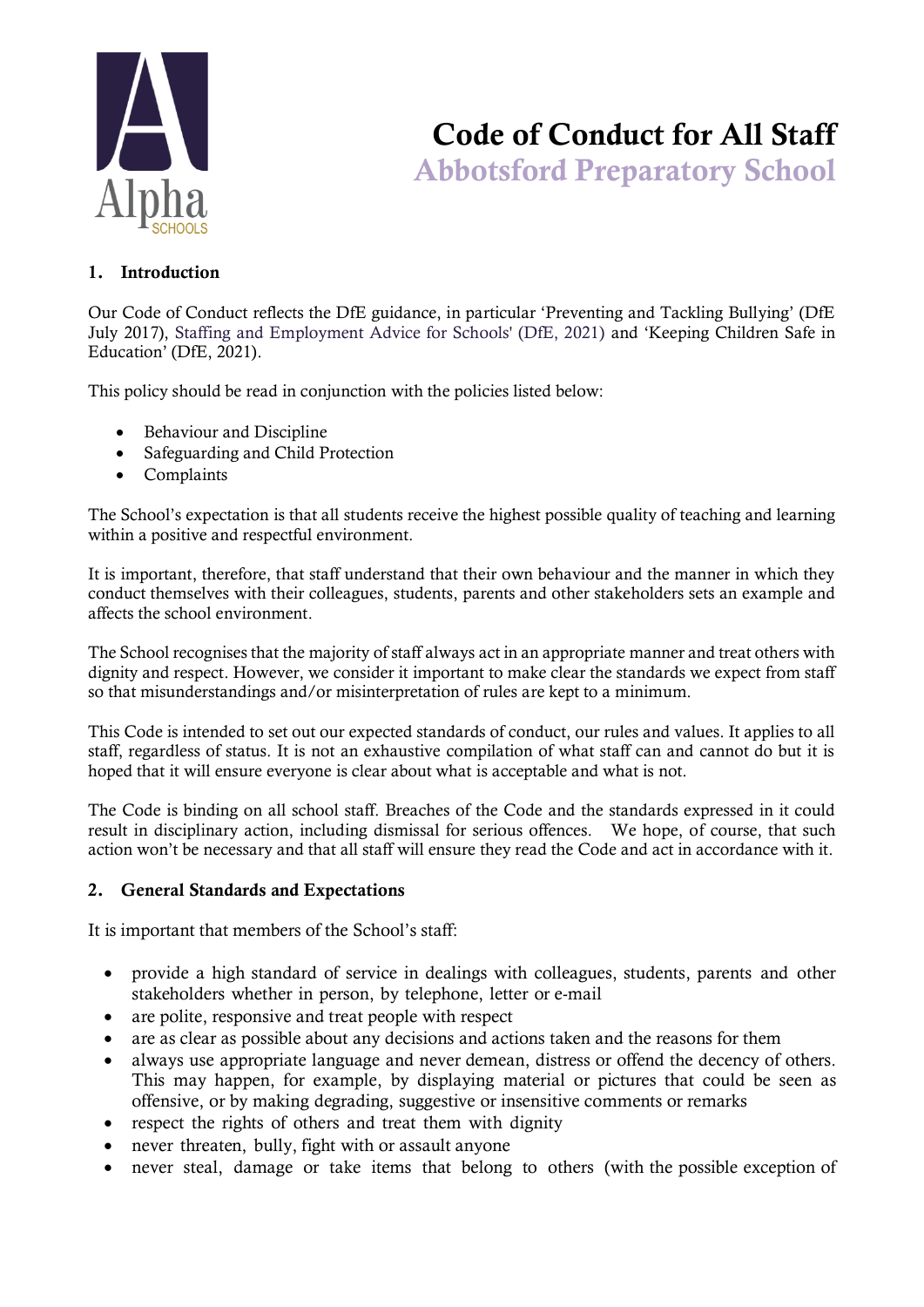# Code of Conduct for All Staff

## Abbotsford Preparatory School

### 1. Introduction

Our Code of Conduct reflects the DfE guidance, in particular 'Preventing and Tackling Bullying' (DfE July 2017), Staffing and Employment Advice for Schools' (DfE, 2021) and 'Keeping Children Safe in Education' (DfE, 2021).

This policy should be read in conjunction with the policies listed below:

- Behaviour and Discipline
- Safeguarding and Child Protection
- Complaints

The School's expectation is that all students receive the highest possible quality of teaching and learning within a positive and respectful environment.

It is important, therefore, that staff understand that their own behaviour and the manner in which they conduct themselves with their colleagues, students, parents and other stakeholders sets an example and affects the school environment.

The School recognises that the majority of staff always act in an appropriate manner and treat others with dignity and respect. However, we consider it important to make clear the standards we expect from staff so that misunderstandings and/or misinterpretation of rules are kept to a minimum.

This Code is intended to set out our expected standards of conduct, our rules and values. It applies to all staff, regardless of status. It is not an exhaustive compilation of what staff can and cannot do but it is hoped that it will ensure everyone is clear about what is acceptable and what is not.

The Code is binding on all school staff. Breaches of the Code and the standards expressed in it could result in disciplinary action, including dismissal for serious offences. We hope, of course, that such action won't be necessary and that all staff will ensure they read the Code and act in accordance with it.

### 2. General Standards and Expectations

It is important that members of the School's staff:

- provide a high standard of service in dealings with colleagues, students, parents and other stakeholders whether in person, by telephone, letter or e-mail
- are polite, responsive and treat people with respect
- are as clear as possible about any decisions and actions taken and the reasons for them
- always use appropriate language and never demean, distress or offend the decency of others. This may happen, for example, by displaying material or pictures that could be seen as offensive, or by making degrading, suggestive or insensitive comments or remarks
- respect the rights of others and treat them with dignity
- never threaten, bully, fight with or assault anyone
- never steal, damage or take items that belong to others (with the possible exception of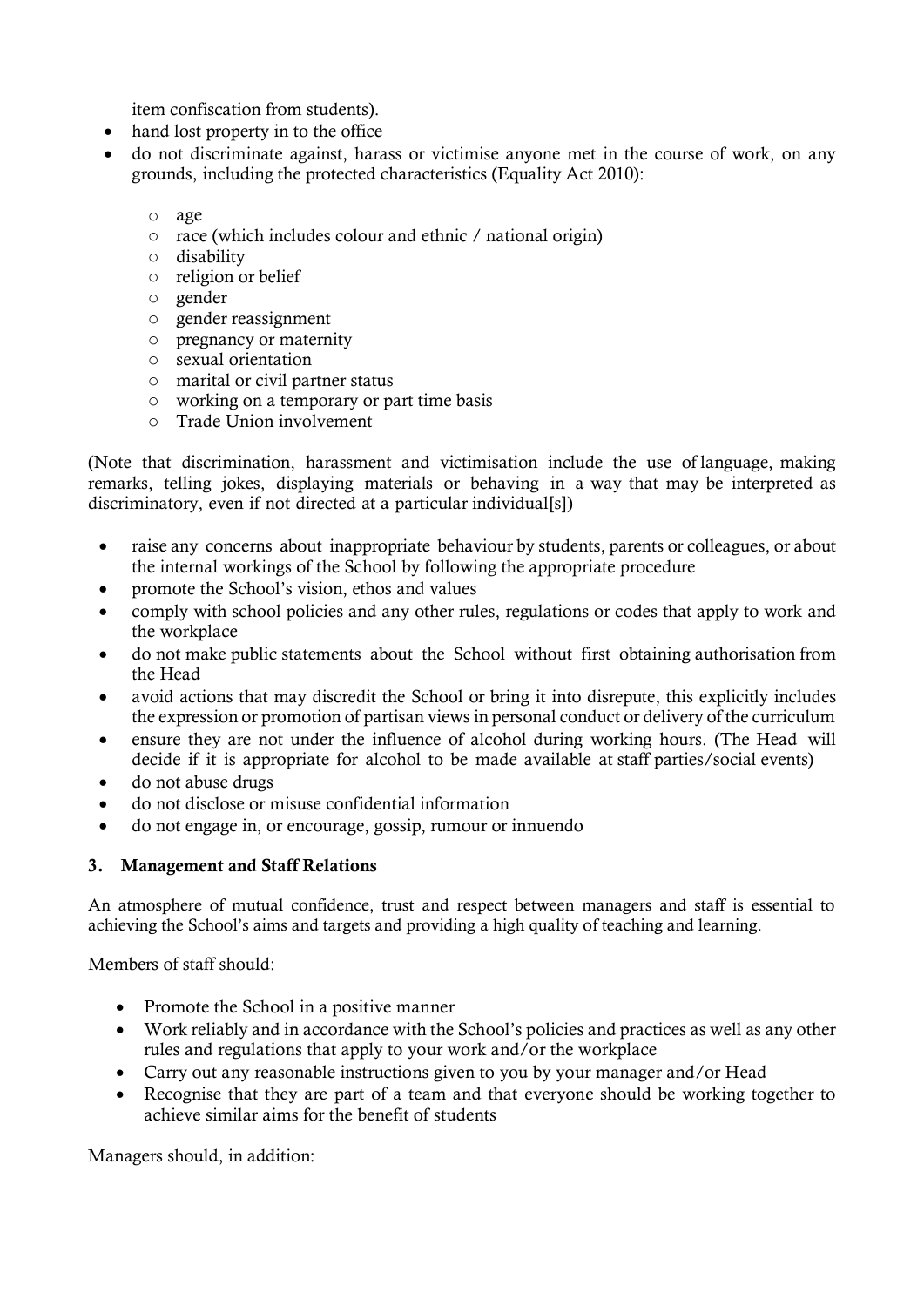item confiscation from students).

- hand lost property in to the office
- do not discriminate against, harass or victimise anyone met in the course of work, on any grounds, including the protected characteristics (Equality Act 2010):
  - age
  - race (which includes colour and ethnic / national origin)
  - disability
  - religion or belief
  - gender
  - gender reassignment
  - pregnancy or maternity
  - sexual orientation
  - marital or civil partner status
  - working on a temporary or part time basis
  - Trade Union involvement

(Note that discrimination, harassment and victimisation include the use of language, making remarks, telling jokes, displaying materials or behaving in a way that may be interpreted as discriminatory, even if not directed at a particular individual[s])

- raise any concerns about inappropriate behaviour by students, parents or colleagues, or about the internal workings of the School by following the appropriate procedure
- promote the School's vision, ethos and values
- comply with school policies and any other rules, regulations or codes that apply to work and the workplace
- do not make public statements about the School without first obtaining authorisation from the Head
- avoid actions that may discredit the School or bring it into disrepute, this explicitly includes the expression or promotion of partisan views in personal conduct or delivery of the curriculum
- ensure they are not under the influence of alcohol during working hours. (The Head will decide if it is appropriate for alcohol to be made available at staff parties/social events)
- do not abuse drugs
- do not disclose or misuse confidential information
- do not engage in, or encourage, gossip, rumour or innuendo

## 3. Management and Staff Relations

An atmosphere of mutual confidence, trust and respect between managers and staff is essential to achieving the School's aims and targets and providing a high quality of teaching and learning.

Members of staff should:

- Promote the School in a positive manner
- Work reliably and in accordance with the School's policies and practices as well as any other rules and regulations that apply to your work and/or the workplace
- Carry out any reasonable instructions given to you by your manager and/or Head
- Recognise that they are part of a team and that everyone should be working together to achieve similar aims for the benefit of students

Managers should, in addition: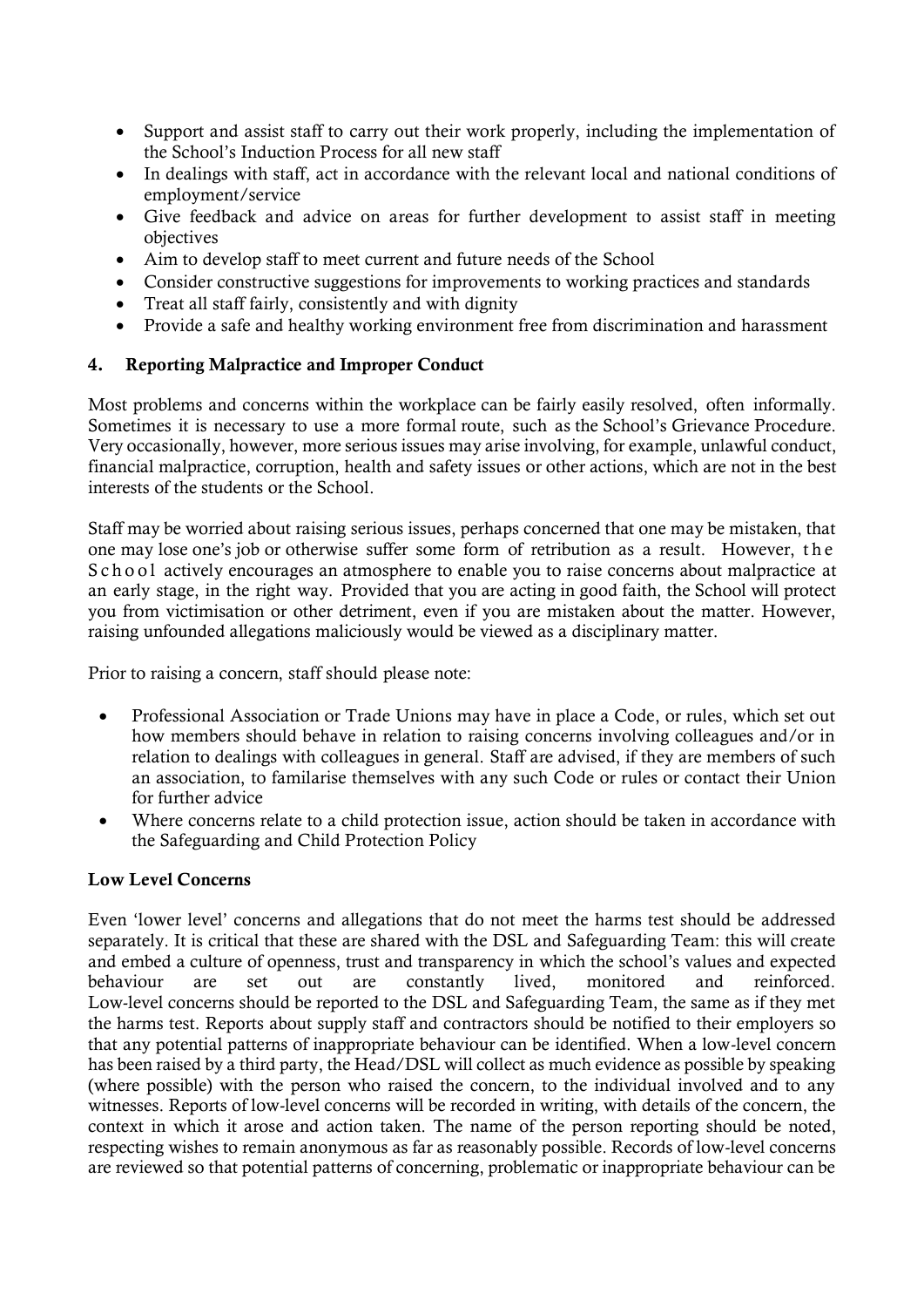- Support and assist staff to carry out their work properly, including the implementation of the School's Induction Process for all new staff
- In dealings with staff, act in accordance with the relevant local and national conditions of employment/service
- Give feedback and advice on areas for further development to assist staff in meeting objectives
- Aim to develop staff to meet current and future needs of the School
- Consider constructive suggestions for improvements to working practices and standards
- Treat all staff fairly, consistently and with dignity
- Provide a safe and healthy working environment free from discrimination and harassment

## 4. Reporting Malpractice and Improper Conduct

Most problems and concerns within the workplace can be fairly easily resolved, often informally. Sometimes it is necessary to use a more formal route, such as the School's Grievance Procedure. Very occasionally, however, more serious issues may arise involving, for example, unlawful conduct, financial malpractice, corruption, health and safety issues or other actions, which are not in the best interests of the students or the School.

Staff may be worried about raising serious issues, perhaps concerned that one may be mistaken, that one may lose one's job or otherwise suffer some form of retribution as a result. However, the School actively encourages an atmosphere to enable you to raise concerns about malpractice at an early stage, in the right way. Provided that you are acting in good faith, the School will protect you from victimisation or other detriment, even if you are mistaken about the matter. However, raising unfounded allegations maliciously would be viewed as a disciplinary matter.

Prior to raising a concern, staff should please note:

- Professional Association or Trade Unions may have in place a Code, or rules, which set out how members should behave in relation to raising concerns involving colleagues and/or in relation to dealings with colleagues in general. Staff are advised, if they are members of such an association, to familarise themselves with any such Code or rules or contact their Union for further advice
- Where concerns relate to a child protection issue, action should be taken in accordance with the Safeguarding and Child Protection Policy

**Low Level Concerns**

Even 'lower level' concerns and allegations that do not meet the harms test should be addressed separately. It is critical that these are shared with the DSL and Safeguarding Team: this will create and embed a culture of openness, trust and transparency in which the school's values and expected behaviour are set out are constantly lived, monitored and reinforced. Low-level concerns should be reported to the DSL and Safeguarding Team, the same as if they met the harms test. Reports about supply staff and contractors should be notified to their employers so that any potential patterns of inappropriate behaviour can be identified. When a low-level concern has been raised by a third party, the Head/DSL will collect as much evidence as possible by speaking (where possible) with the person who raised the concern, to the individual involved and to any witnesses. Reports of low-level concerns will be recorded in writing, with details of the concern, the context in which it arose and action taken. The name of the person reporting should be noted, respecting wishes to remain anonymous as far as reasonably possible. Records of low-level concerns are reviewed so that potential patterns of concerning, problematic or inappropriate behaviour can be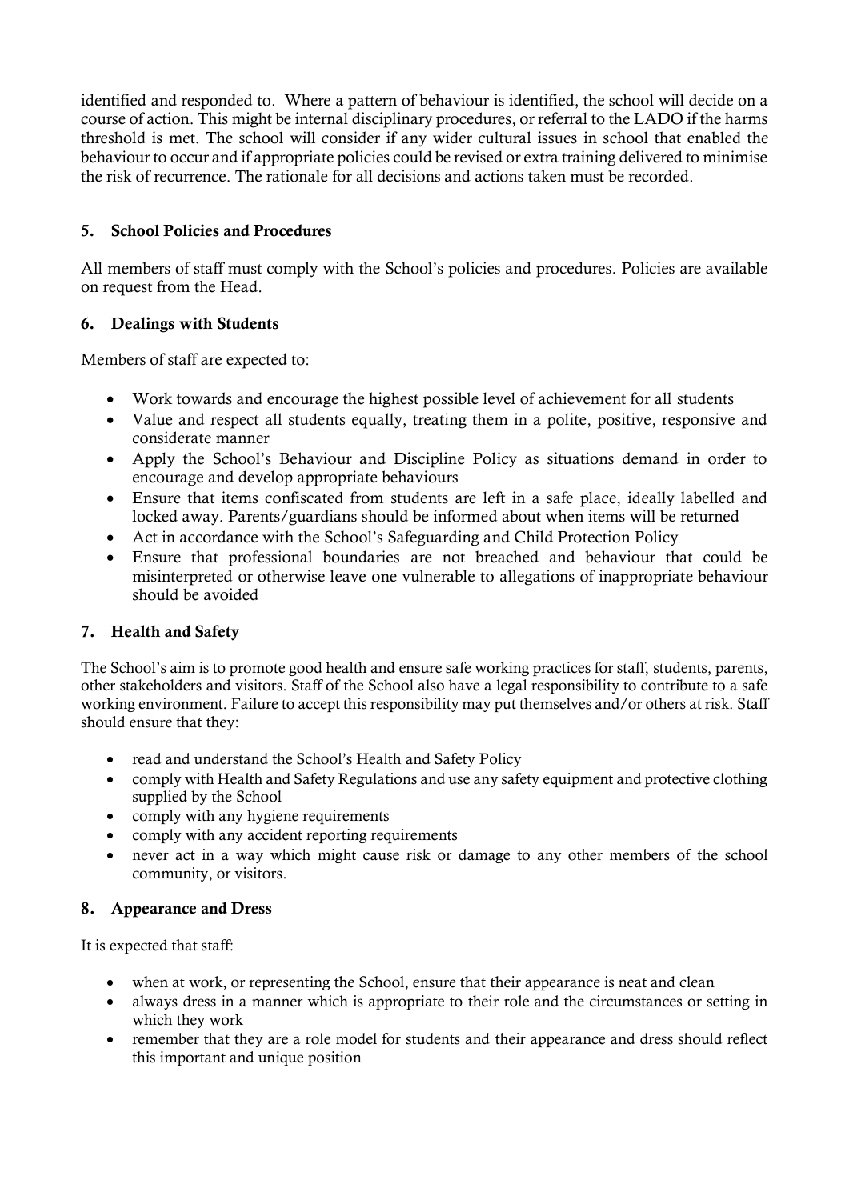identified and responded to. Where a pattern of behaviour is identified, the school will decide on a course of action. This might be internal disciplinary procedures, or referral to the LADO if the harms threshold is met. The school will consider if any wider cultural issues in school that enabled the behaviour to occur and if appropriate policies could be revised or extra training delivered to minimise the risk of recurrence. The rationale for all decisions and actions taken must be recorded.

## 5. School Policies and Procedures

All members of staff must comply with the School's policies and procedures. Policies are available on request from the Head.

## 6. Dealings with Students

Members of staff are expected to:

- Work towards and encourage the highest possible level of achievement for all students
- Value and respect all students equally, treating them in a polite, positive, responsive and considerate manner
- Apply the School's Behaviour and Discipline Policy as situations demand in order to encourage and develop appropriate behaviours
- Ensure that items confiscated from students are left in a safe place, ideally labelled and locked away. Parents/guardians should be informed about when items will be returned
- Act in accordance with the School's Safeguarding and Child Protection Policy
- Ensure that professional boundaries are not breached and behaviour that could be misinterpreted or otherwise leave one vulnerable to allegations of inappropriate behaviour should be avoided

## 7. Health and Safety

The School's aim is to promote good health and ensure safe working practices for staff, students, parents, other stakeholders and visitors. Staff of the School also have a legal responsibility to contribute to a safe working environment. Failure to accept this responsibility may put themselves and/or others at risk. Staff should ensure that they:

- read and understand the School's Health and Safety Policy
- comply with Health and Safety Regulations and use any safety equipment and protective clothing supplied by the School
- comply with any hygiene requirements
- comply with any accident reporting requirements
- never act in a way which might cause risk or damage to any other members of the school community, or visitors.

## 8. Appearance and Dress

It is expected that staff:

- when at work, or representing the School, ensure that their appearance is neat and clean
- always dress in a manner which is appropriate to their role and the circumstances or setting in which they work
- remember that they are a role model for students and their appearance and dress should reflect this important and unique position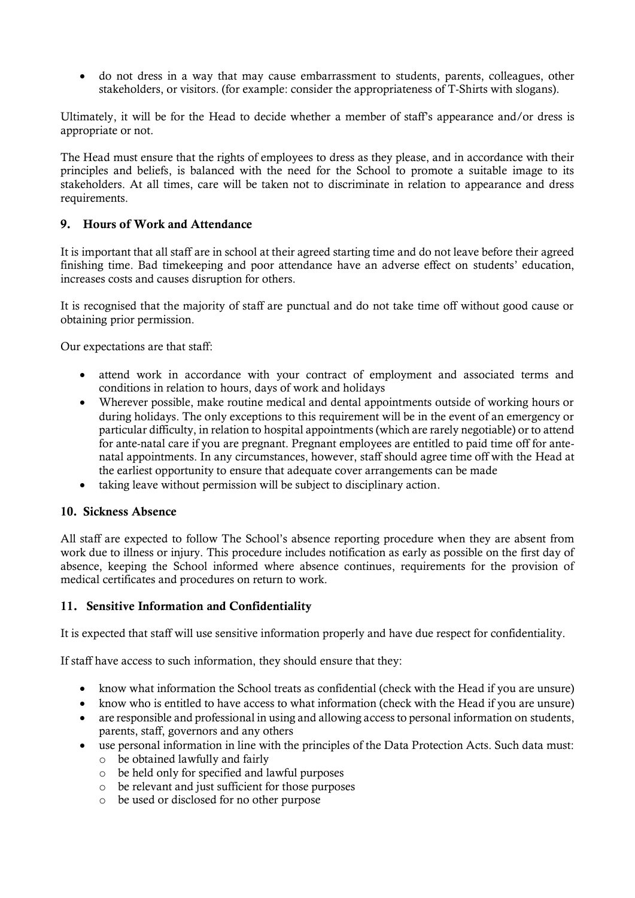- do not dress in a way that may cause embarrassment to students, parents, colleagues, other stakeholders, or visitors. (for example: consider the appropriateness of T-Shirts with slogans).

Ultimately, it will be for the Head to decide whether a member of staff's appearance and/or dress is appropriate or not.

The Head must ensure that the rights of employees to dress as they please, and in accordance with their principles and beliefs, is balanced with the need for the School to promote a suitable image to its stakeholders. At all times, care will be taken not to discriminate in relation to appearance and dress requirements.

## 9. Hours of Work and Attendance

It is important that all staff are in school at their agreed starting time and do not leave before their agreed finishing time. Bad timekeeping and poor attendance have an adverse effect on students' education, increases costs and causes disruption for others.

It is recognised that the majority of staff are punctual and do not take time off without good cause or obtaining prior permission.

Our expectations are that staff:

- attend work in accordance with your contract of employment and associated terms and conditions in relation to hours, days of work and holidays
- Wherever possible, make routine medical and dental appointments outside of working hours or during holidays. The only exceptions to this requirement will be in the event of an emergency or particular difficulty, in relation to hospital appointments (which are rarely negotiable) or to attend for ante-natal care if you are pregnant. Pregnant employees are entitled to paid time off for ante-natal appointments. In any circumstances, however, staff should agree time off with the Head at the earliest opportunity to ensure that adequate cover arrangements can be made
- taking leave without permission will be subject to disciplinary action.

## 10. Sickness Absence

All staff are expected to follow The School's absence reporting procedure when they are absent from work due to illness or injury. This procedure includes notification as early as possible on the first day of absence, keeping the School informed where absence continues, requirements for the provision of medical certificates and procedures on return to work.

## 11. Sensitive Information and Confidentiality

It is expected that staff will use sensitive information properly and have due respect for confidentiality.

If staff have access to such information, they should ensure that they:

- know what information the School treats as confidential (check with the Head if you are unsure)
- know who is entitled to have access to what information (check with the Head if you are unsure)
- are responsible and professional in using and allowing access to personal information on students, parents, staff, governors and any others
- use personal information in line with the principles of the Data Protection Acts. Such data must:
  - be obtained lawfully and fairly
  - be held only for specified and lawful purposes
  - be relevant and just sufficient for those purposes
  - be used or disclosed for no other purpose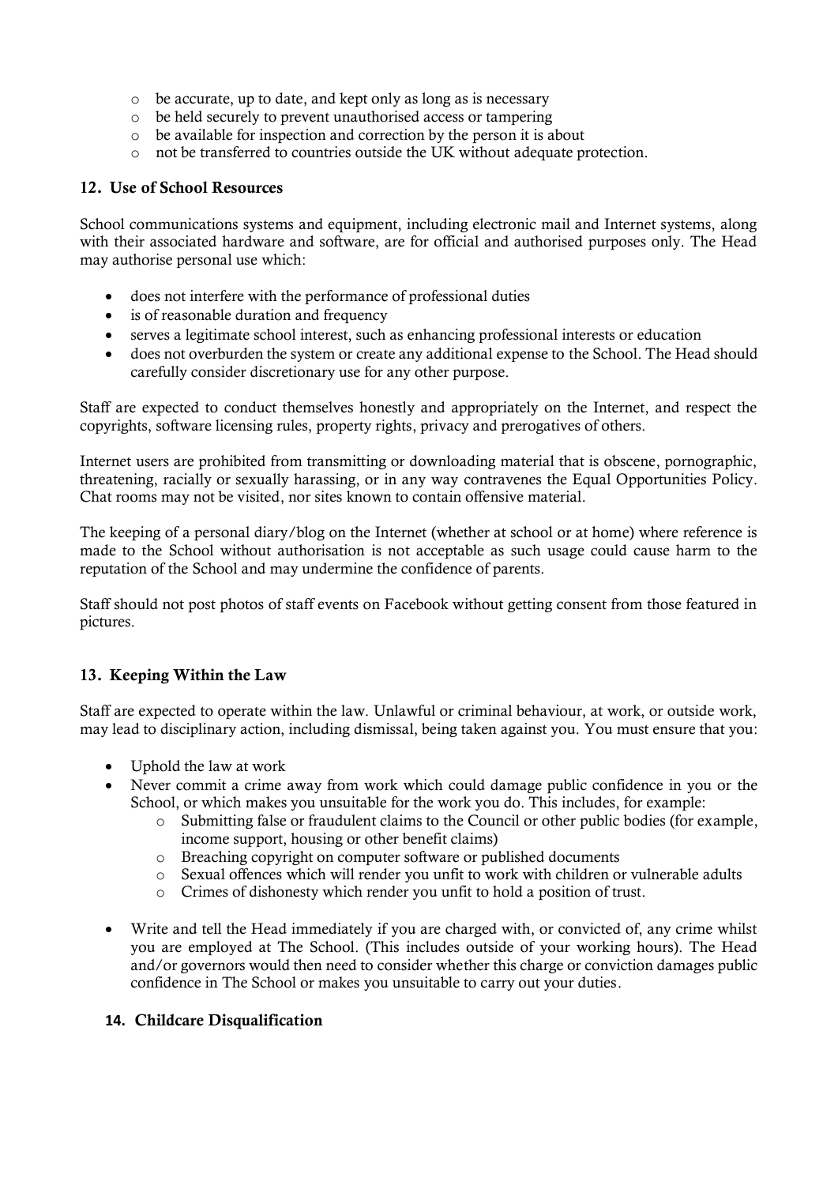- be accurate, up to date, and kept only as long as is necessary
- be held securely to prevent unauthorised access or tampering
- be available for inspection and correction by the person it is about
- not be transferred to countries outside the UK without adequate protection.

## 12. Use of School Resources

School communications systems and equipment, including electronic mail and Internet systems, along with their associated hardware and software, are for official and authorised purposes only. The Head may authorise personal use which:

- does not interfere with the performance of professional duties
- is of reasonable duration and frequency
- serves a legitimate school interest, such as enhancing professional interests or education
- does not overburden the system or create any additional expense to the School. The Head should carefully consider discretionary use for any other purpose.

Staff are expected to conduct themselves honestly and appropriately on the Internet, and respect the copyrights, software licensing rules, property rights, privacy and prerogatives of others.

Internet users are prohibited from transmitting or downloading material that is obscene, pornographic, threatening, racially or sexually harassing, or in any way contravenes the Equal Opportunities Policy. Chat rooms may not be visited, nor sites known to contain offensive material.

The keeping of a personal diary/blog on the Internet (whether at school or at home) where reference is made to the School without authorisation is not acceptable as such usage could cause harm to the reputation of the School and may undermine the confidence of parents.

Staff should not post photos of staff events on Facebook without getting consent from those featured in pictures.

## 13. Keeping Within the Law

Staff are expected to operate within the law. Unlawful or criminal behaviour, at work, or outside work, may lead to disciplinary action, including dismissal, being taken against you. You must ensure that you:

- Uphold the law at work
- Never commit a crime away from work which could damage public confidence in you or the School, or which makes you unsuitable for the work you do. This includes, for example:
  - Submitting false or fraudulent claims to the Council or other public bodies (for example, income support, housing or other benefit claims)
  - Breaching copyright on computer software or published documents
  - Sexual offences which will render you unfit to work with children or vulnerable adults
  - Crimes of dishonesty which render you unfit to hold a position of trust.
- Write and tell the Head immediately if you are charged with, or convicted of, any crime whilst you are employed at The School. (This includes outside of your working hours). The Head and/or governors would then need to consider whether this charge or conviction damages public confidence in The School or makes you unsuitable to carry out your duties.

## 14. Childcare Disqualification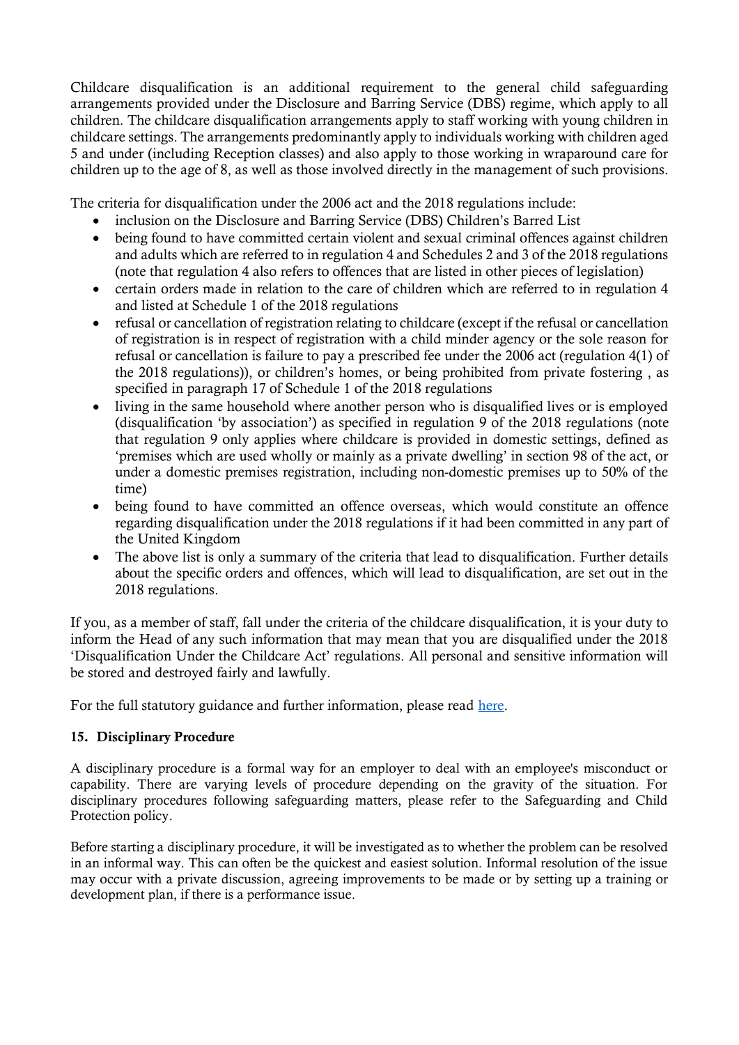Childcare disqualification is an additional requirement to the general child safeguarding arrangements provided under the Disclosure and Barring Service (DBS) regime, which apply to all children. The childcare disqualification arrangements apply to staff working with young children in childcare settings. The arrangements predominantly apply to individuals working with children aged 5 and under (including Reception classes) and also apply to those working in wraparound care for children up to the age of 8, as well as those involved directly in the management of such provisions.

The criteria for disqualification under the 2006 act and the 2018 regulations include:

- inclusion on the Disclosure and Barring Service (DBS) Children's Barred List
- being found to have committed certain violent and sexual criminal offences against children and adults which are referred to in regulation 4 and Schedules 2 and 3 of the 2018 regulations (note that regulation 4 also refers to offences that are listed in other pieces of legislation)
- certain orders made in relation to the care of children which are referred to in regulation 4 and listed at Schedule 1 of the 2018 regulations
- refusal or cancellation of registration relating to childcare (except if the refusal or cancellation of registration is in respect of registration with a child minder agency or the sole reason for refusal or cancellation is failure to pay a prescribed fee under the 2006 act (regulation 4(1) of the 2018 regulations)), or children's homes, or being prohibited from private fostering , as specified in paragraph 17 of Schedule 1 of the 2018 regulations
- living in the same household where another person who is disqualified lives or is employed (disqualification 'by association') as specified in regulation 9 of the 2018 regulations (note that regulation 9 only applies where childcare is provided in domestic settings, defined as 'premises which are used wholly or mainly as a private dwelling' in section 98 of the act, or under a domestic premises registration, including non-domestic premises up to 50% of the time)
- being found to have committed an offence overseas, which would constitute an offence regarding disqualification under the 2018 regulations if it had been committed in any part of the United Kingdom
- The above list is only a summary of the criteria that lead to disqualification. Further details about the specific orders and offences, which will lead to disqualification, are set out in the 2018 regulations.

If you, as a member of staff, fall under the criteria of the childcare disqualification, it is your duty to inform the Head of any such information that may mean that you are disqualified under the 2018 'Disqualification Under the Childcare Act' regulations. All personal and sensitive information will be stored and destroyed fairly and lawfully.

For the full statutory guidance and further information, please read here.

### 15. Disciplinary Procedure

A disciplinary procedure is a formal way for an employer to deal with an employee's misconduct or capability. There are varying levels of procedure depending on the gravity of the situation. For disciplinary procedures following safeguarding matters, please refer to the Safeguarding and Child Protection policy.

Before starting a disciplinary procedure, it will be investigated as to whether the problem can be resolved in an informal way. This can often be the quickest and easiest solution. Informal resolution of the issue may occur with a private discussion, agreeing improvements to be made or by setting up a training or development plan, if there is a performance issue.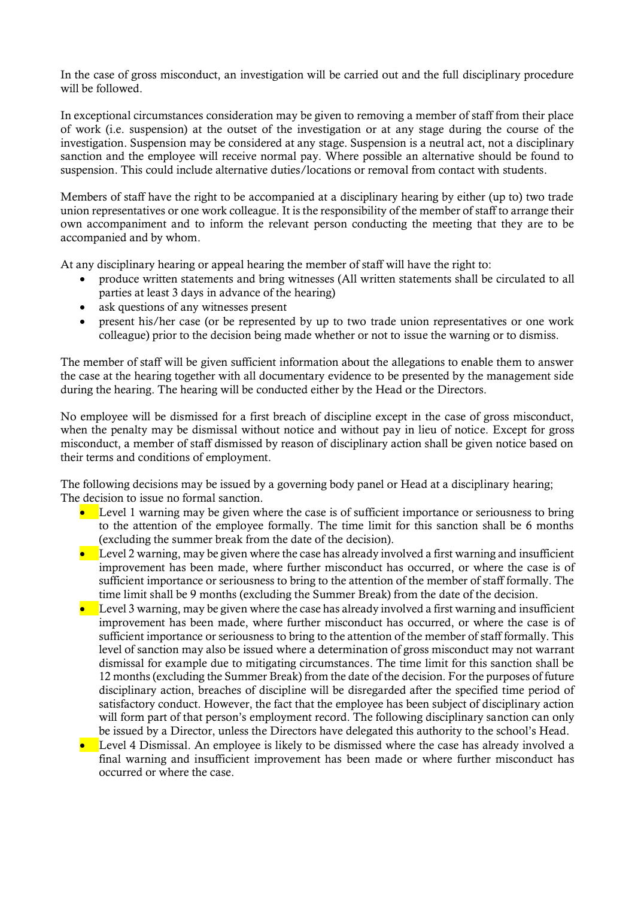In the case of gross misconduct, an investigation will be carried out and the full disciplinary procedure will be followed.

In exceptional circumstances consideration may be given to removing a member of staff from their place of work (i.e. suspension) at the outset of the investigation or at any stage during the course of the investigation. Suspension may be considered at any stage. Suspension is a neutral act, not a disciplinary sanction and the employee will receive normal pay. Where possible an alternative should be found to suspension. This could include alternative duties/locations or removal from contact with students.

Members of staff have the right to be accompanied at a disciplinary hearing by either (up to) two trade union representatives or one work colleague. It is the responsibility of the member of staff to arrange their own accompaniment and to inform the relevant person conducting the meeting that they are to be accompanied and by whom.

At any disciplinary hearing or appeal hearing the member of staff will have the right to:

- produce written statements and bring witnesses (All written statements shall be circulated to all parties at least 3 days in advance of the hearing)
- ask questions of any witnesses present
- present his/her case (or be represented by up to two trade union representatives or one work colleague) prior to the decision being made whether or not to issue the warning or to dismiss.

The member of staff will be given sufficient information about the allegations to enable them to answer the case at the hearing together with all documentary evidence to be presented by the management side during the hearing. The hearing will be conducted either by the Head or the Directors.

No employee will be dismissed for a first breach of discipline except in the case of gross misconduct, when the penalty may be dismissal without notice and without pay in lieu of notice. Except for gross misconduct, a member of staff dismissed by reason of disciplinary action shall be given notice based on their terms and conditions of employment.

The following decisions may be issued by a governing body panel or Head at a disciplinary hearing;
The decision to issue no formal sanction.

- Level 1 warning may be given where the case is of sufficient importance or seriousness to bring to the attention of the employee formally. The time limit for this sanction shall be 6 months (excluding the summer break from the date of the decision).
- Level 2 warning, may be given where the case has already involved a first warning and insufficient improvement has been made, where further misconduct has occurred, or where the case is of sufficient importance or seriousness to bring to the attention of the member of staff formally. The time limit shall be 9 months (excluding the Summer Break) from the date of the decision.
- Level 3 warning, may be given where the case has already involved a first warning and insufficient improvement has been made, where further misconduct has occurred, or where the case is of sufficient importance or seriousness to bring to the attention of the member of staff formally. This level of sanction may also be issued where a determination of gross misconduct may not warrant dismissal for example due to mitigating circumstances. The time limit for this sanction shall be 12 months (excluding the Summer Break) from the date of the decision. For the purposes of future disciplinary action, breaches of discipline will be disregarded after the specified time period of satisfactory conduct. However, the fact that the employee has been subject of disciplinary action will form part of that person's employment record. The following disciplinary sanction can only be issued by a Director, unless the Directors have delegated this authority to the school's Head.
- Level 4 Dismissal. An employee is likely to be dismissed where the case has already involved a final warning and insufficient improvement has been made or where further misconduct has occurred or where the case.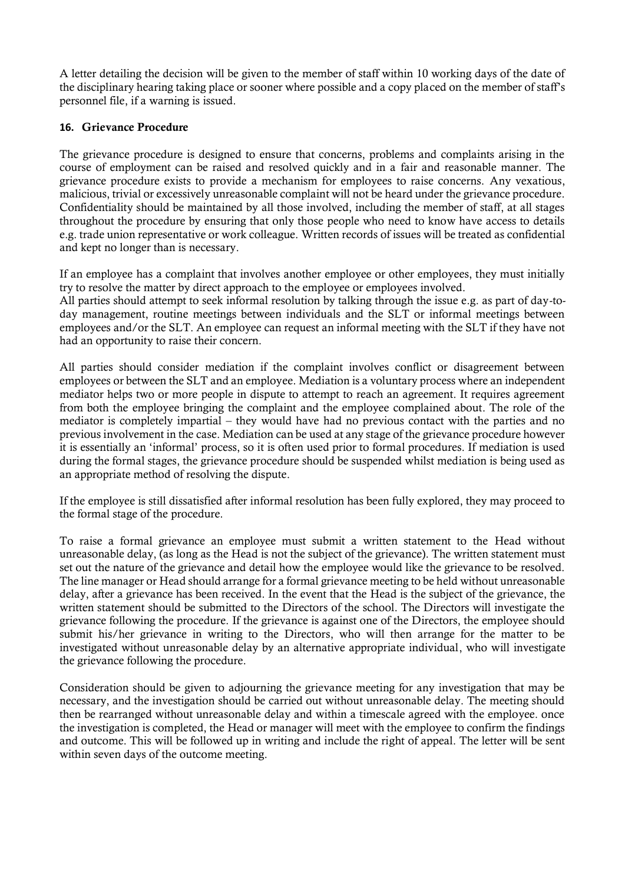A letter detailing the decision will be given to the member of staff within 10 working days of the date of the disciplinary hearing taking place or sooner where possible and a copy placed on the member of staff's personnel file, if a warning is issued.

## 16. Grievance Procedure

The grievance procedure is designed to ensure that concerns, problems and complaints arising in the course of employment can be raised and resolved quickly and in a fair and reasonable manner. The grievance procedure exists to provide a mechanism for employees to raise concerns. Any vexatious, malicious, trivial or excessively unreasonable complaint will not be heard under the grievance procedure. Confidentiality should be maintained by all those involved, including the member of staff, at all stages throughout the procedure by ensuring that only those people who need to know have access to details e.g. trade union representative or work colleague. Written records of issues will be treated as confidential and kept no longer than is necessary.

If an employee has a complaint that involves another employee or other employees, they must initially try to resolve the matter by direct approach to the employee or employees involved.
All parties should attempt to seek informal resolution by talking through the issue e.g. as part of day-to-day management, routine meetings between individuals and the SLT or informal meetings between employees and/or the SLT. An employee can request an informal meeting with the SLT if they have not had an opportunity to raise their concern.

All parties should consider mediation if the complaint involves conflict or disagreement between employees or between the SLT and an employee. Mediation is a voluntary process where an independent mediator helps two or more people in dispute to attempt to reach an agreement. It requires agreement from both the employee bringing the complaint and the employee complained about. The role of the mediator is completely impartial – they would have had no previous contact with the parties and no previous involvement in the case. Mediation can be used at any stage of the grievance procedure however it is essentially an 'informal' process, so it is often used prior to formal procedures. If mediation is used during the formal stages, the grievance procedure should be suspended whilst mediation is being used as an appropriate method of resolving the dispute.

If the employee is still dissatisfied after informal resolution has been fully explored, they may proceed to the formal stage of the procedure.

To raise a formal grievance an employee must submit a written statement to the Head without unreasonable delay, (as long as the Head is not the subject of the grievance). The written statement must set out the nature of the grievance and detail how the employee would like the grievance to be resolved. The line manager or Head should arrange for a formal grievance meeting to be held without unreasonable delay, after a grievance has been received. In the event that the Head is the subject of the grievance, the written statement should be submitted to the Directors of the school. The Directors will investigate the grievance following the procedure. If the grievance is against one of the Directors, the employee should submit his/her grievance in writing to the Directors, who will then arrange for the matter to be investigated without unreasonable delay by an alternative appropriate individual, who will investigate the grievance following the procedure.

Consideration should be given to adjourning the grievance meeting for any investigation that may be necessary, and the investigation should be carried out without unreasonable delay. The meeting should then be rearranged without unreasonable delay and within a timescale agreed with the employee. once the investigation is completed, the Head or manager will meet with the employee to confirm the findings and outcome. This will be followed up in writing and include the right of appeal. The letter will be sent within seven days of the outcome meeting.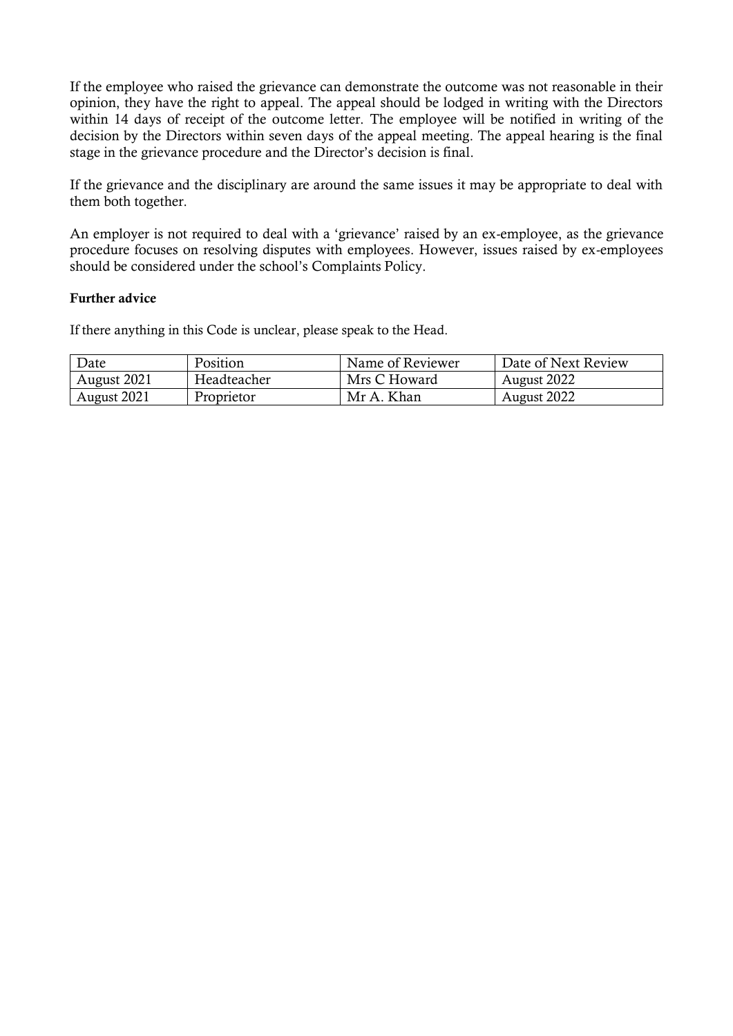If the employee who raised the grievance can demonstrate the outcome was not reasonable in their opinion, they have the right to appeal. The appeal should be lodged in writing with the Directors within 14 days of receipt of the outcome letter. The employee will be notified in writing of the decision by the Directors within seven days of the appeal meeting. The appeal hearing is the final stage in the grievance procedure and the Director's decision is final.

If the grievance and the disciplinary are around the same issues it may be appropriate to deal with them both together.

An employer is not required to deal with a 'grievance' raised by an ex-employee, as the grievance procedure focuses on resolving disputes with employees. However, issues raised by ex-employees should be considered under the school's Complaints Policy.

**Further advice**

If there anything in this Code is unclear, please speak to the Head.

| Date | Position | Name of Reviewer | Date of Next Review |
|---|---|---|---|
| August 2021 | Headteacher | Mrs C Howard | August 2022 |
| August 2021 | Proprietor | Mr A. Khan | August 2022 |